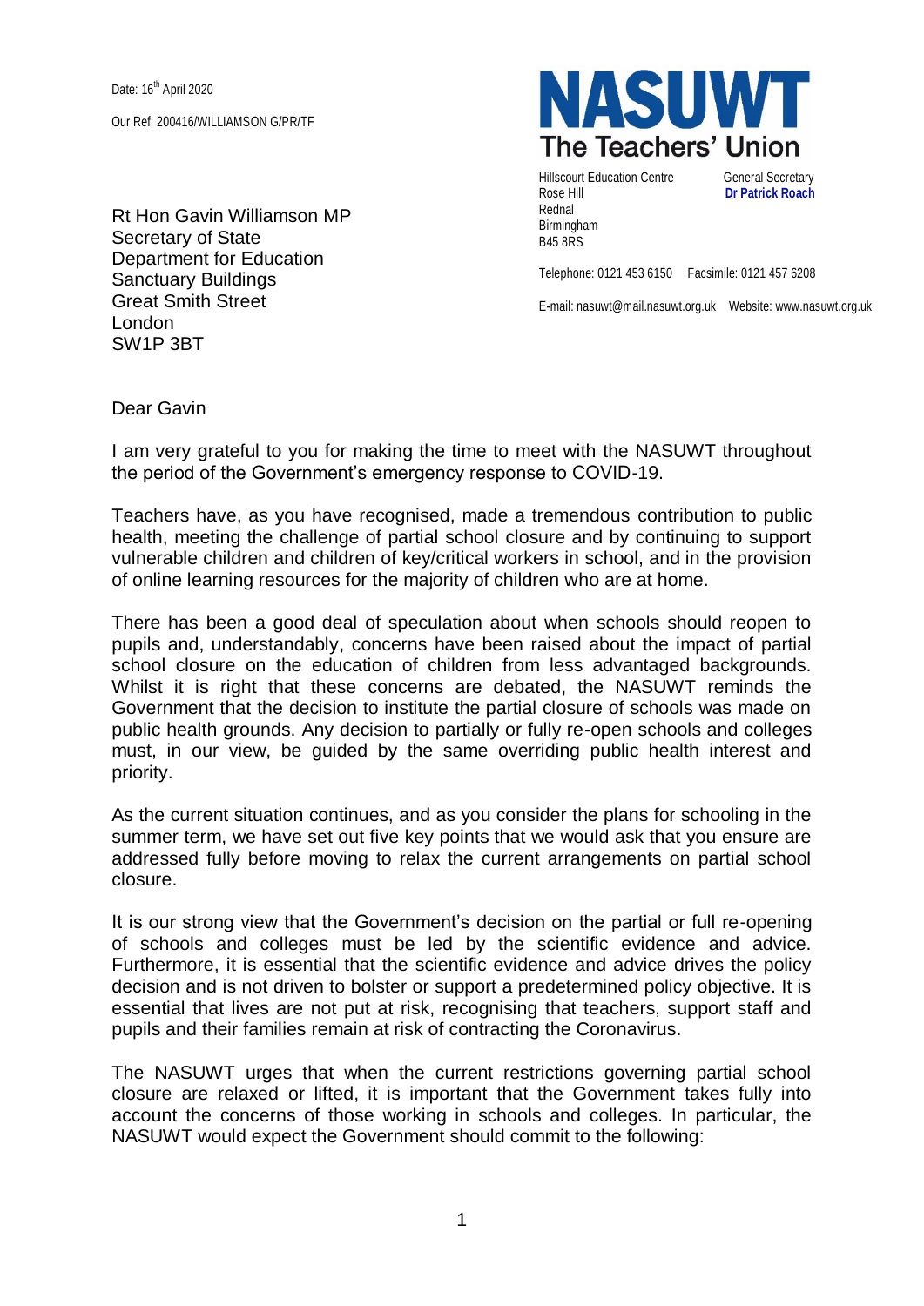Date: 16th April 2020

Our Ref: 200416/WILLIAMSON G/PR/TF

**NASUWT**
**The Teachers' Union**

Hillscourt Education Centre
Rose Hill
Rednal
Birmingham
B45 8RS

General Secretary
**Dr Patrick Roach**

Telephone: 0121 453 6150 Facsimile: 0121 457 6208

E-mail: nasuwt@mail.nasuwt.org.uk Website: www.nasuwt.org.uk

Rt Hon Gavin Williamson MP
Secretary of State
Department for Education
Sanctuary Buildings
Great Smith Street
London
SW1P 3BT

Dear Gavin

I am very grateful to you for making the time to meet with the NASUWT throughout the period of the Government's emergency response to COVID-19.

Teachers have, as you have recognised, made a tremendous contribution to public health, meeting the challenge of partial school closure and by continuing to support vulnerable children and children of key/critical workers in school, and in the provision of online learning resources for the majority of children who are at home.

There has been a good deal of speculation about when schools should reopen to pupils and, understandably, concerns have been raised about the impact of partial school closure on the education of children from less advantaged backgrounds. Whilst it is right that these concerns are debated, the NASUWT reminds the Government that the decision to institute the partial closure of schools was made on public health grounds. Any decision to partially or fully re-open schools and colleges must, in our view, be guided by the same overriding public health interest and priority.

As the current situation continues, and as you consider the plans for schooling in the summer term, we have set out five key points that we would ask that you ensure are addressed fully before moving to relax the current arrangements on partial school closure.

It is our strong view that the Government's decision on the partial or full re-opening of schools and colleges must be led by the scientific evidence and advice. Furthermore, it is essential that the scientific evidence and advice drives the policy decision and is not driven to bolster or support a predetermined policy objective. It is essential that lives are not put at risk, recognising that teachers, support staff and pupils and their families remain at risk of contracting the Coronavirus.

The NASUWT urges that when the current restrictions governing partial school closure are relaxed or lifted, it is important that the Government takes fully into account the concerns of those working in schools and colleges. In particular, the NASUWT would expect the Government should commit to the following: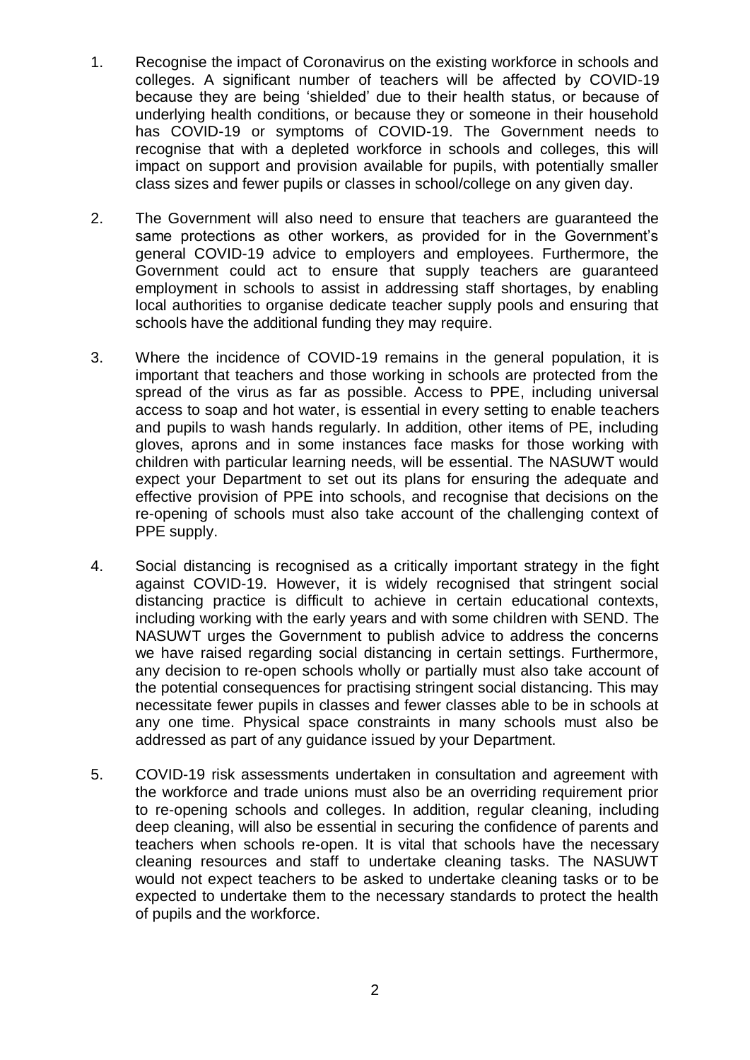1. Recognise the impact of Coronavirus on the existing workforce in schools and colleges. A significant number of teachers will be affected by COVID-19 because they are being 'shielded' due to their health status, or because of underlying health conditions, or because they or someone in their household has COVID-19 or symptoms of COVID-19. The Government needs to recognise that with a depleted workforce in schools and colleges, this will impact on support and provision available for pupils, with potentially smaller class sizes and fewer pupils or classes in school/college on any given day.

2. The Government will also need to ensure that teachers are guaranteed the same protections as other workers, as provided for in the Government's general COVID-19 advice to employers and employees. Furthermore, the Government could act to ensure that supply teachers are guaranteed employment in schools to assist in addressing staff shortages, by enabling local authorities to organise dedicate teacher supply pools and ensuring that schools have the additional funding they may require.

3. Where the incidence of COVID-19 remains in the general population, it is important that teachers and those working in schools are protected from the spread of the virus as far as possible. Access to PPE, including universal access to soap and hot water, is essential in every setting to enable teachers and pupils to wash hands regularly. In addition, other items of PE, including gloves, aprons and in some instances face masks for those working with children with particular learning needs, will be essential. The NASUWT would expect your Department to set out its plans for ensuring the adequate and effective provision of PPE into schools, and recognise that decisions on the re-opening of schools must also take account of the challenging context of PPE supply.

4. Social distancing is recognised as a critically important strategy in the fight against COVID-19. However, it is widely recognised that stringent social distancing practice is difficult to achieve in certain educational contexts, including working with the early years and with some children with SEND. The NASUWT urges the Government to publish advice to address the concerns we have raised regarding social distancing in certain settings. Furthermore, any decision to re-open schools wholly or partially must also take account of the potential consequences for practising stringent social distancing. This may necessitate fewer pupils in classes and fewer classes able to be in schools at any one time. Physical space constraints in many schools must also be addressed as part of any guidance issued by your Department.

5. COVID-19 risk assessments undertaken in consultation and agreement with the workforce and trade unions must also be an overriding requirement prior to re-opening schools and colleges. In addition, regular cleaning, including deep cleaning, will also be essential in securing the confidence of parents and teachers when schools re-open. It is vital that schools have the necessary cleaning resources and staff to undertake cleaning tasks. The NASUWT would not expect teachers to be asked to undertake cleaning tasks or to be expected to undertake them to the necessary standards to protect the health of pupils and the workforce.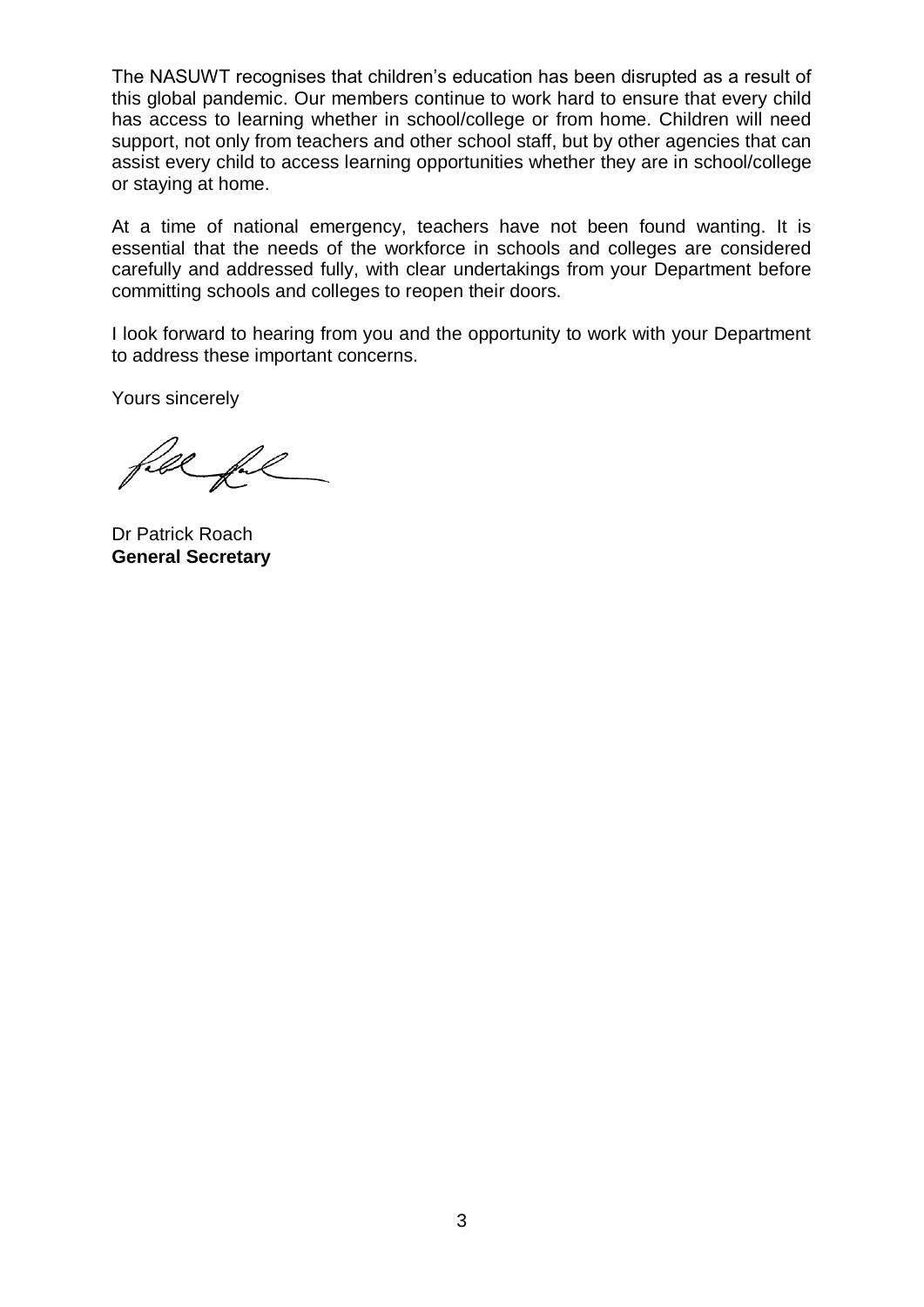The NASUWT recognises that children's education has been disrupted as a result of this global pandemic. Our members continue to work hard to ensure that every child has access to learning whether in school/college or from home. Children will need support, not only from teachers and other school staff, but by other agencies that can assist every child to access learning opportunities whether they are in school/college or staying at home.

At a time of national emergency, teachers have not been found wanting. It is essential that the needs of the workforce in schools and colleges are considered carefully and addressed fully, with clear undertakings from your Department before committing schools and colleges to reopen their doors.

I look forward to hearing from you and the opportunity to work with your Department to address these important concerns.

Yours sincerely

Dr Patrick Roach
**General Secretary**